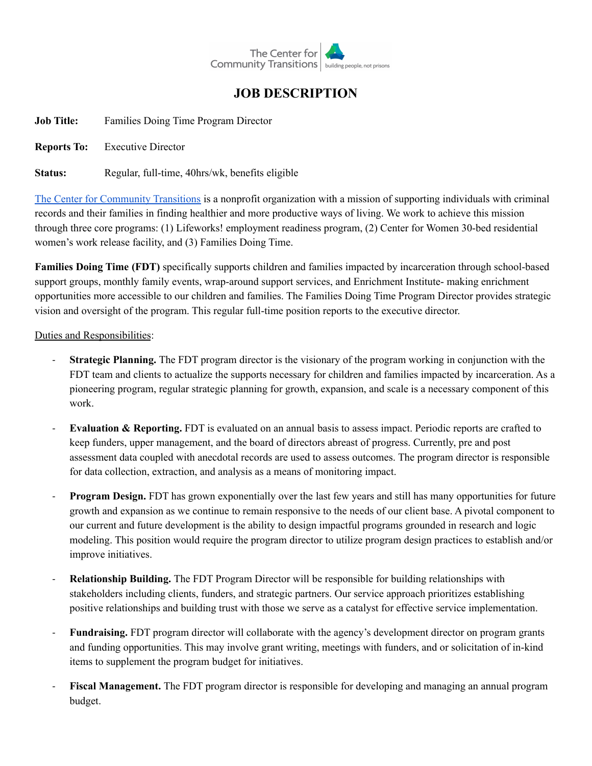# JOB DESCRIPTION

**Job Title:** Families Doing Time Program Director

**Reports To:** Executive Director

**Status:** Regular, full-time, 40hrs/wk, benefits eligible

The Center for Community Transitions is a nonprofit organization with a mission of supporting individuals with criminal records and their families in finding healthier and more productive ways of living. We work to achieve this mission through three core programs: (1) Lifeworks! employment readiness program, (2) Center for Women 30-bed residential women's work release facility, and (3) Families Doing Time.

**Families Doing Time (FDT)** specifically supports children and families impacted by incarceration through school-based support groups, monthly family events, wrap-around support services, and Enrichment Institute- making enrichment opportunities more accessible to our children and families. The Families Doing Time Program Director provides strategic vision and oversight of the program. This regular full-time position reports to the executive director.

Duties and Responsibilities:

- **Strategic Planning.** The FDT program director is the visionary of the program working in conjunction with the FDT team and clients to actualize the supports necessary for children and families impacted by incarceration. As a pioneering program, regular strategic planning for growth, expansion, and scale is a necessary component of this work.

- **Evaluation & Reporting.** FDT is evaluated on an annual basis to assess impact. Periodic reports are crafted to keep funders, upper management, and the board of directors abreast of progress. Currently, pre and post assessment data coupled with anecdotal records are used to assess outcomes. The program director is responsible for data collection, extraction, and analysis as a means of monitoring impact.

- **Program Design.** FDT has grown exponentially over the last few years and still has many opportunities for future growth and expansion as we continue to remain responsive to the needs of our client base. A pivotal component to our current and future development is the ability to design impactful programs grounded in research and logic modeling. This position would require the program director to utilize program design practices to establish and/or improve initiatives.

- **Relationship Building.** The FDT Program Director will be responsible for building relationships with stakeholders including clients, funders, and strategic partners. Our service approach prioritizes establishing positive relationships and building trust with those we serve as a catalyst for effective service implementation.

- **Fundraising.** FDT program director will collaborate with the agency's development director on program grants and funding opportunities. This may involve grant writing, meetings with funders, and or solicitation of in-kind items to supplement the program budget for initiatives.

- **Fiscal Management.** The FDT program director is responsible for developing and managing an annual program budget.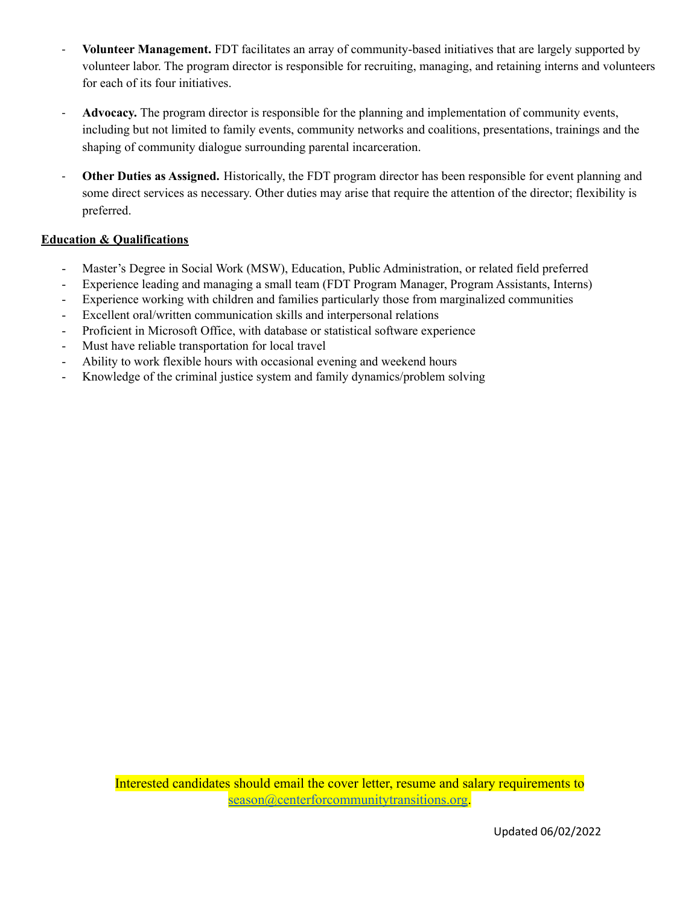- **Volunteer Management.** FDT facilitates an array of community-based initiatives that are largely supported by volunteer labor. The program director is responsible for recruiting, managing, and retaining interns and volunteers for each of its four initiatives.

- **Advocacy.** The program director is responsible for the planning and implementation of community events, including but not limited to family events, community networks and coalitions, presentations, trainings and the shaping of community dialogue surrounding parental incarceration.

- **Other Duties as Assigned.** Historically, the FDT program director has been responsible for event planning and some direct services as necessary. Other duties may arise that require the attention of the director; flexibility is preferred.

**Education & Qualifications**

- Master's Degree in Social Work (MSW), Education, Public Administration, or related field preferred
- Experience leading and managing a small team (FDT Program Manager, Program Assistants, Interns)
- Experience working with children and families particularly those from marginalized communities
- Excellent oral/written communication skills and interpersonal relations
- Proficient in Microsoft Office, with database or statistical software experience
- Must have reliable transportation for local travel
- Ability to work flexible hours with occasional evening and weekend hours
- Knowledge of the criminal justice system and family dynamics/problem solving

Interested candidates should email the cover letter, resume and salary requirements to season@centerforcommunitytransitions.org.

Updated 06/02/2022